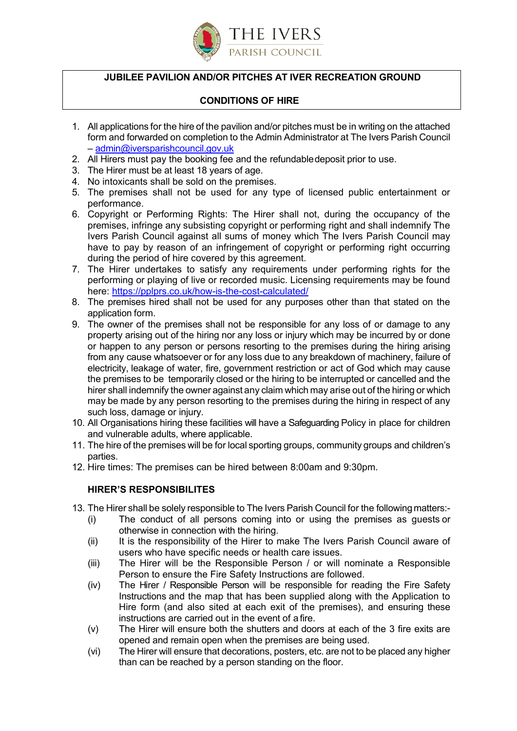THE IVERS
PARISH COUNCIL

**JUBILEE PAVILION AND/OR PITCHES AT IVER RECREATION GROUND**

**CONDITIONS OF HIRE**

1. All applications for the hire of the pavilion and/or pitches must be in writing on the attached form and forwarded on completion to the Admin Administrator at The Ivers Parish Council – admin@iversparishcouncil.gov.uk
2. All Hirers must pay the booking fee and the refundable deposit prior to use.
3. The Hirer must be at least 18 years of age.
4. No intoxicants shall be sold on the premises.
5. The premises shall not be used for any type of licensed public entertainment or performance.
6. Copyright or Performing Rights: The Hirer shall not, during the occupancy of the premises, infringe any subsisting copyright or performing right and shall indemnify The Ivers Parish Council against all sums of money which The Ivers Parish Council may have to pay by reason of an infringement of copyright or performing right occurring during the period of hire covered by this agreement.
7. The Hirer undertakes to satisfy any requirements under performing rights for the performing or playing of live or recorded music. Licensing requirements may be found here: https://pplprs.co.uk/how-is-the-cost-calculated/
8. The premises hired shall not be used for any purposes other than that stated on the application form.
9. The owner of the premises shall not be responsible for any loss of or damage to any property arising out of the hiring nor any loss or injury which may be incurred by or done or happen to any person or persons resorting to the premises during the hiring arising from any cause whatsoever or for any loss due to any breakdown of machinery, failure of electricity, leakage of water, fire, government restriction or act of God which may cause the premises to be temporarily closed or the hiring to be interrupted or cancelled and the hirer shall indemnify the owner against any claim which may arise out of the hiring or which may be made by any person resorting to the premises during the hiring in respect of any such loss, damage or injury.
10. All Organisations hiring these facilities will have a Safeguarding Policy in place for children and vulnerable adults, where applicable.
11. The hire of the premises will be for local sporting groups, community groups and children's parties.
12. Hire times: The premises can be hired between 8:00am and 9:30pm.

**HIRER'S RESPONSIBILITES**

13. The Hirer shall be solely responsible to The Ivers Parish Council for the following matters:-
    (i) The conduct of all persons coming into or using the premises as guests or otherwise in connection with the hiring.
    (ii) It is the responsibility of the Hirer to make The Ivers Parish Council aware of users who have specific needs or health care issues.
    (iii) The Hirer will be the Responsible Person / or will nominate a Responsible Person to ensure the Fire Safety Instructions are followed.
    (iv) The Hirer / Responsible Person will be responsible for reading the Fire Safety Instructions and the map that has been supplied along with the Application to Hire form (and also sited at each exit of the premises), and ensuring these instructions are carried out in the event of a fire.
    (v) The Hirer will ensure both the shutters and doors at each of the 3 fire exits are opened and remain open when the premises are being used.
    (vi) The Hirer will ensure that decorations, posters, etc. are not to be placed any higher than can be reached by a person standing on the floor.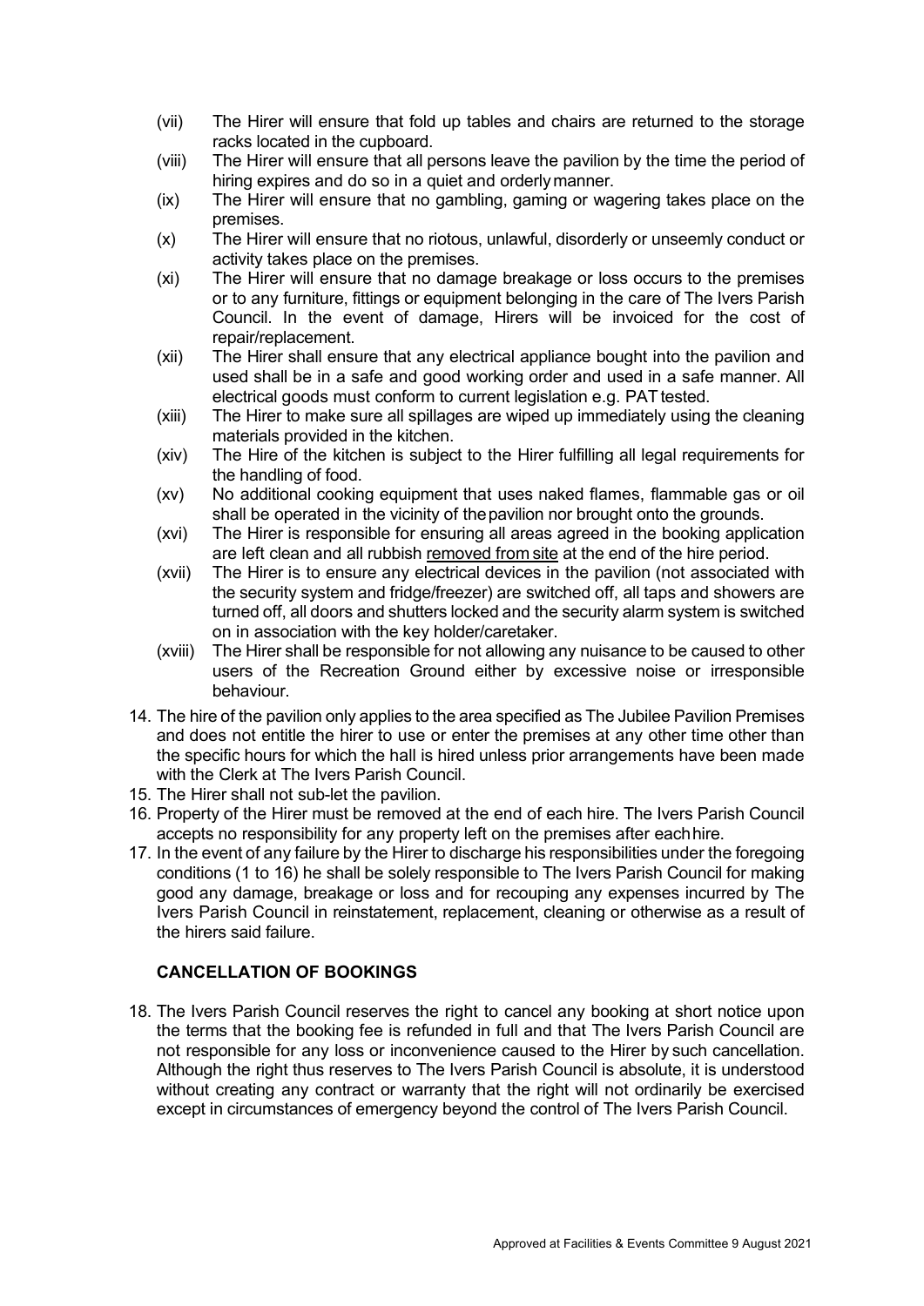(vii) The Hirer will ensure that fold up tables and chairs are returned to the storage racks located in the cupboard.

(viii) The Hirer will ensure that all persons leave the pavilion by the time the period of hiring expires and do so in a quiet and orderly manner.

(ix) The Hirer will ensure that no gambling, gaming or wagering takes place on the premises.

(x) The Hirer will ensure that no riotous, unlawful, disorderly or unseemly conduct or activity takes place on the premises.

(xi) The Hirer will ensure that no damage breakage or loss occurs to the premises or to any furniture, fittings or equipment belonging in the care of The Ivers Parish Council. In the event of damage, Hirers will be invoiced for the cost of repair/replacement.

(xii) The Hirer shall ensure that any electrical appliance bought into the pavilion and used shall be in a safe and good working order and used in a safe manner. All electrical goods must conform to current legislation e.g. PAT tested.

(xiii) The Hirer to make sure all spillages are wiped up immediately using the cleaning materials provided in the kitchen.

(xiv) The Hire of the kitchen is subject to the Hirer fulfilling all legal requirements for the handling of food.

(xv) No additional cooking equipment that uses naked flames, flammable gas or oil shall be operated in the vicinity of the pavilion nor brought onto the grounds.

(xvi) The Hirer is responsible for ensuring all areas agreed in the booking application are left clean and all rubbish removed from site at the end of the hire period.

(xvii) The Hirer is to ensure any electrical devices in the pavilion (not associated with the security system and fridge/freezer) are switched off, all taps and showers are turned off, all doors and shutters locked and the security alarm system is switched on in association with the key holder/caretaker.

(xviii) The Hirer shall be responsible for not allowing any nuisance to be caused to other users of the Recreation Ground either by excessive noise or irresponsible behaviour.

14. The hire of the pavilion only applies to the area specified as The Jubilee Pavilion Premises and does not entitle the hirer to use or enter the premises at any other time other than the specific hours for which the hall is hired unless prior arrangements have been made with the Clerk at The Ivers Parish Council.
15. The Hirer shall not sub-let the pavilion.
16. Property of the Hirer must be removed at the end of each hire. The Ivers Parish Council accepts no responsibility for any property left on the premises after each hire.
17. In the event of any failure by the Hirer to discharge his responsibilities under the foregoing conditions (1 to 16) he shall be solely responsible to The Ivers Parish Council for making good any damage, breakage or loss and for recouping any expenses incurred by The Ivers Parish Council in reinstatement, replacement, cleaning or otherwise as a result of the hirers said failure.

## CANCELLATION OF BOOKINGS

18. The Ivers Parish Council reserves the right to cancel any booking at short notice upon the terms that the booking fee is refunded in full and that The Ivers Parish Council are not responsible for any loss or inconvenience caused to the Hirer by such cancellation. Although the right thus reserves to The Ivers Parish Council is absolute, it is understood without creating any contract or warranty that the right will not ordinarily be exercised except in circumstances of emergency beyond the control of The Ivers Parish Council.

Approved at Facilities & Events Committee 9 August 2021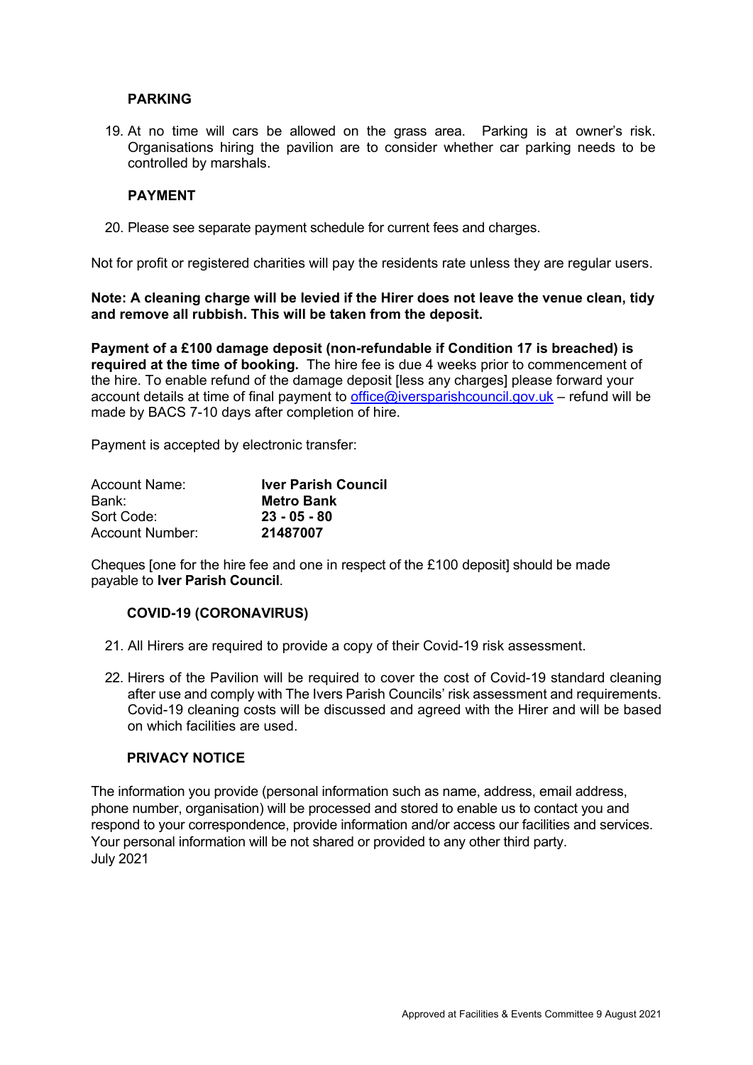**PARKING**

19. At no time will cars be allowed on the grass area. Parking is at owner's risk. Organisations hiring the pavilion are to consider whether car parking needs to be controlled by marshals.

**PAYMENT**

20. Please see separate payment schedule for current fees and charges.

Not for profit or registered charities will pay the residents rate unless they are regular users.

**Note: A cleaning charge will be levied if the Hirer does not leave the venue clean, tidy and remove all rubbish. This will be taken from the deposit.**

**Payment of a £100 damage deposit (non-refundable if Condition 17 is breached) is required at the time of booking.** The hire fee is due 4 weeks prior to commencement of the hire. To enable refund of the damage deposit [less any charges] please forward your account details at time of final payment to office@iversparishcouncil.gov.uk – refund will be made by BACS 7-10 days after completion of hire.

Payment is accepted by electronic transfer:

| | |
|---|---|
| Account Name: | **Iver Parish Council** |
| Bank: | **Metro Bank** |
| Sort Code: | **23 - 05 - 80** |
| Account Number: | **21487007** |

Cheques [one for the hire fee and one in respect of the £100 deposit] should be made payable to **Iver Parish Council**.

**COVID-19 (CORONAVIRUS)**

21. All Hirers are required to provide a copy of their Covid-19 risk assessment.

22. Hirers of the Pavilion will be required to cover the cost of Covid-19 standard cleaning after use and comply with The Ivers Parish Councils' risk assessment and requirements. Covid-19 cleaning costs will be discussed and agreed with the Hirer and will be based on which facilities are used.

**PRIVACY NOTICE**

The information you provide (personal information such as name, address, email address, phone number, organisation) will be processed and stored to enable us to contact you and respond to your correspondence, provide information and/or access our facilities and services. Your personal information will be not shared or provided to any other third party.
July 2021

Approved at Facilities & Events Committee 9 August 2021